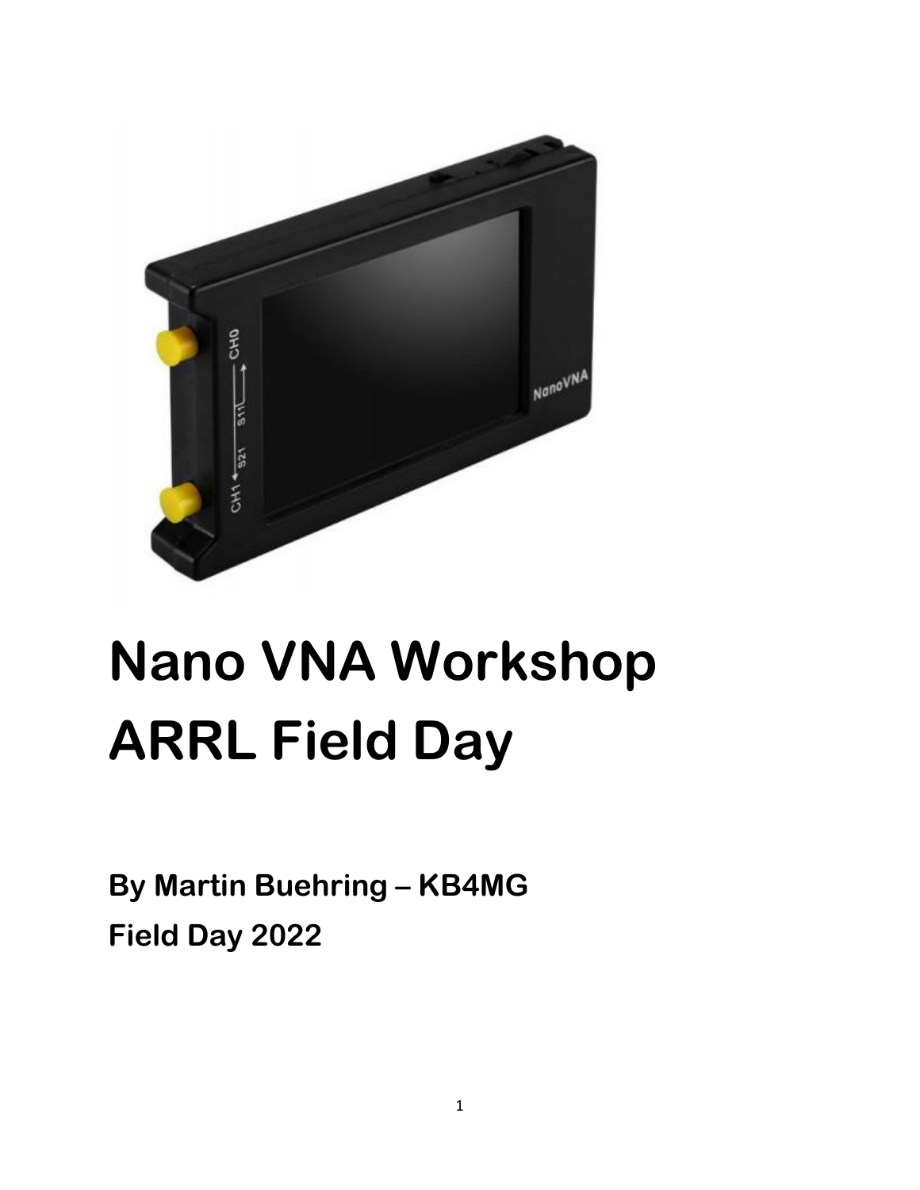# Nano VNA Workshop
# ARRL Field Day

**By Martin Buehring – KB4MG**

**Field Day 2022**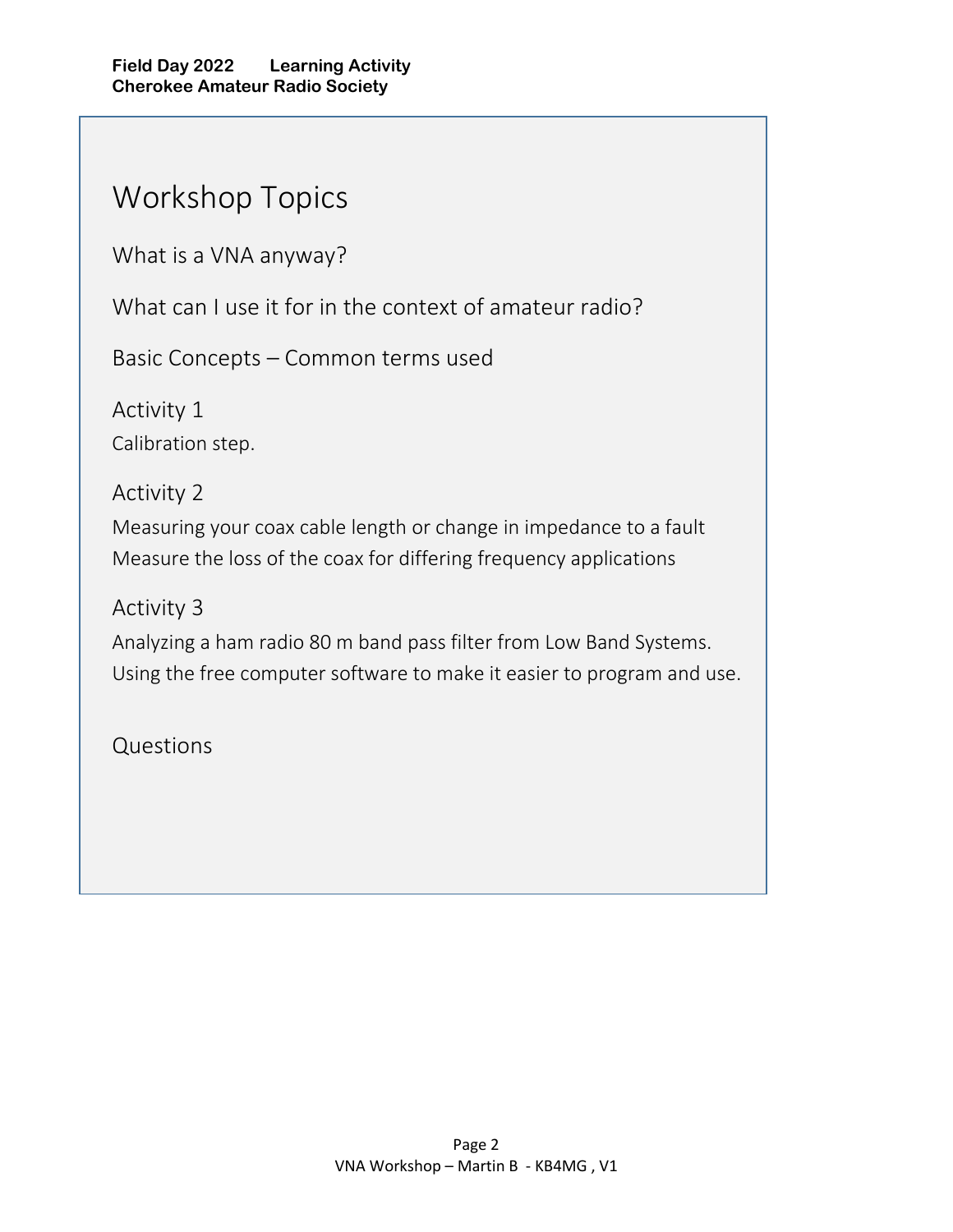# Workshop Topics

What is a VNA anyway?

What can I use it for in the context of amateur radio?

Basic Concepts – Common terms used

## Activity 1

Calibration step.

## Activity 2

Measuring your coax cable length or change in impedance to a fault
Measure the loss of the coax for differing frequency applications

## Activity 3

Analyzing a ham radio 80 m band pass filter from Low Band Systems.
Using the free computer software to make it easier to program and use.

Questions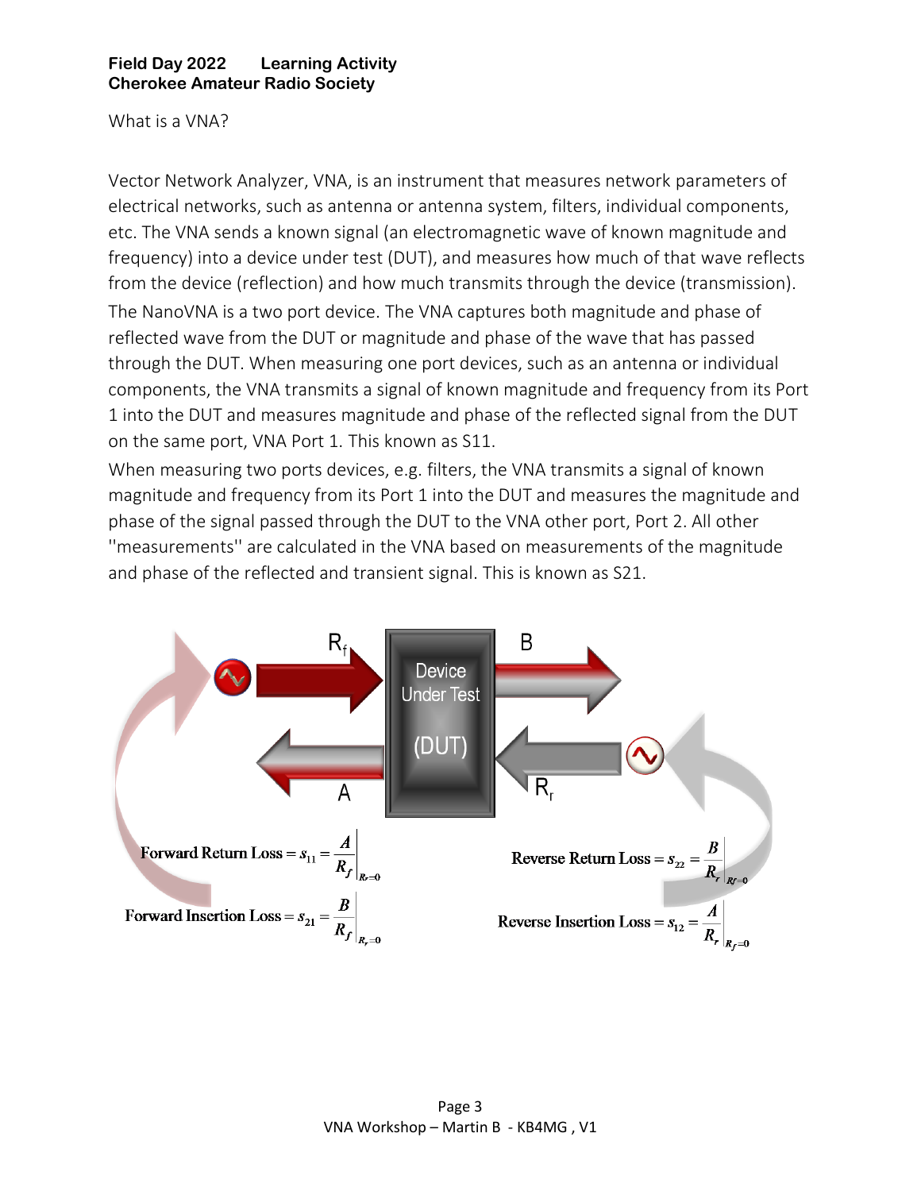**Field Day 2022 Learning Activity**
**Cherokee Amateur Radio Society**

What is a VNA?

Vector Network Analyzer, VNA, is an instrument that measures network parameters of electrical networks, such as antenna or antenna system, filters, individual components, etc. The VNA sends a known signal (an electromagnetic wave of known magnitude and frequency) into a device under test (DUT), and measures how much of that wave reflects from the device (reflection) and how much transmits through the device (transmission). The NanoVNA is a two port device. The VNA captures both magnitude and phase of reflected wave from the DUT or magnitude and phase of the wave that has passed through the DUT. When measuring one port devices, such as an antenna or individual components, the VNA transmits a signal of known magnitude and frequency from its Port 1 into the DUT and measures magnitude and phase of the reflected signal from the DUT on the same port, VNA Port 1. This known as S11.

When measuring two ports devices, e.g. filters, the VNA transmits a signal of known magnitude and frequency from its Port 1 into the DUT and measures the magnitude and phase of the signal passed through the DUT to the VNA other port, Port 2. All other ''measurements'' are calculated in the VNA based on measurements of the magnitude and phase of the reflected and transient signal. This is known as S21.

$R_f$ B

Device Under Test (DUT)

A $R_r$

$$\text{Forward Return Loss} = s_{11} = \left.\frac{A}{R_f}\right|_{R_r=0}$$

$$\text{Reverse Return Loss} = s_{22} = \left.\frac{B}{R_r}\right|_{R_f=0}$$

$$\text{Forward Insertion Loss} = s_{21} = \left.\frac{B}{R_f}\right|_{R_r=0}$$

$$\text{Reverse Insertion Loss} = s_{12} = \left.\frac{A}{R_r}\right|_{R_f=0}$$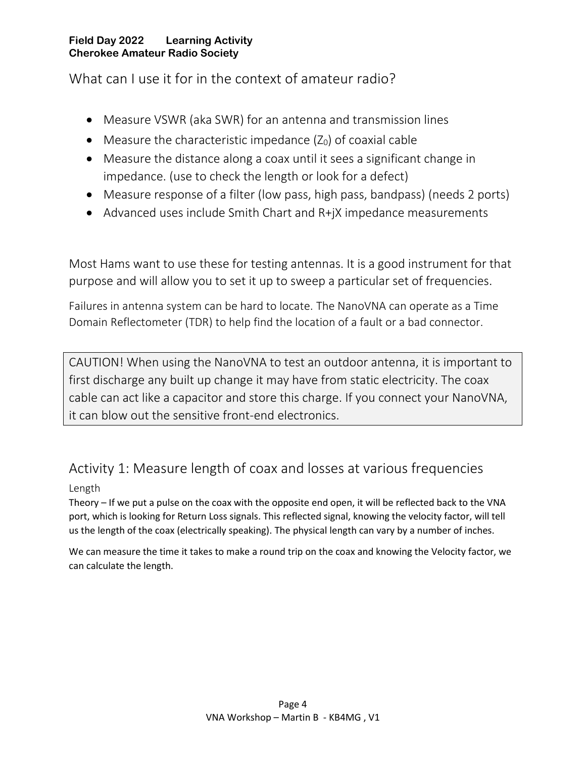## What can I use it for in the context of amateur radio?

- Measure VSWR (aka SWR) for an antenna and transmission lines
- Measure the characteristic impedance ($Z_0$) of coaxial cable
- Measure the distance along a coax until it sees a significant change in impedance. (use to check the length or look for a defect)
- Measure response of a filter (low pass, high pass, bandpass) (needs 2 ports)
- Advanced uses include Smith Chart and R+jX impedance measurements

Most Hams want to use these for testing antennas. It is a good instrument for that purpose and will allow you to set it up to sweep a particular set of frequencies.

Failures in antenna system can be hard to locate. The NanoVNA can operate as a Time Domain Reflectometer (TDR) to help find the location of a fault or a bad connector.

> CAUTION! When using the NanoVNA to test an outdoor antenna, it is important to first discharge any built up change it may have from static electricity. The coax cable can act like a capacitor and store this charge. If you connect your NanoVNA, it can blow out the sensitive front-end electronics.

## Activity 1: Measure length of coax and losses at various frequencies

### Length

Theory – If we put a pulse on the coax with the opposite end open, it will be reflected back to the VNA port, which is looking for Return Loss signals. This reflected signal, knowing the velocity factor, will tell us the length of the coax (electrically speaking). The physical length can vary by a number of inches.

We can measure the time it takes to make a round trip on the coax and knowing the Velocity factor, we can calculate the length.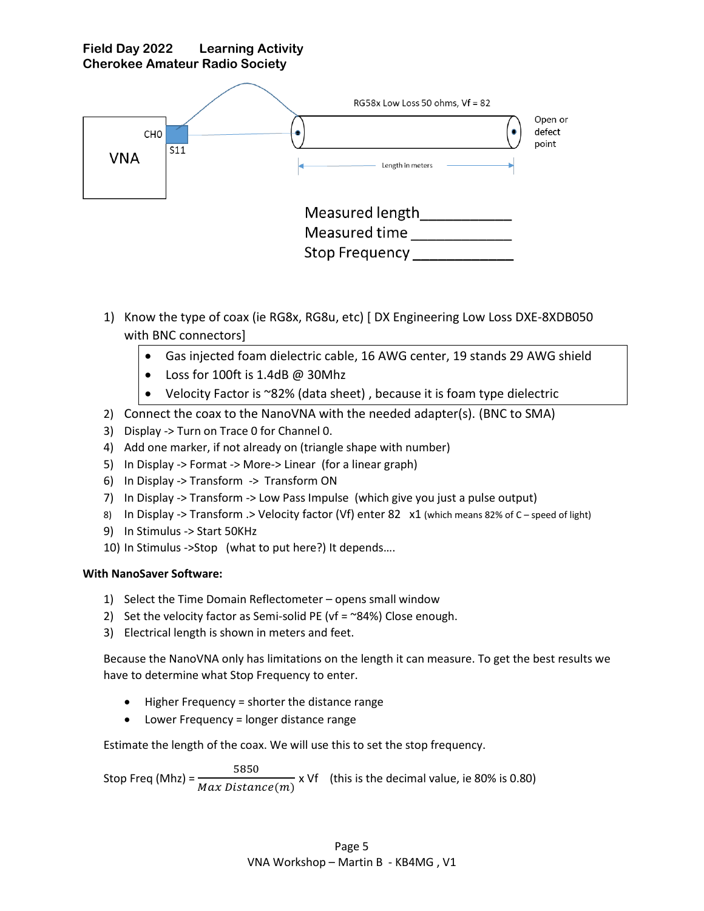**Field Day 2022 Learning Activity**
**Cherokee Amateur Radio Society**

VNA

CH0

S11

RG58x Low Loss 50 ohms, Vf = 82

Open or defect point

Length in meters

Measured length___________
Measured time ____________
Stop Frequency ____________

1) Know the type of coax (ie RG8x, RG8u, etc) [ DX Engineering Low Loss DXE-8XDB050 with BNC connectors]
   - Gas injected foam dielectric cable, 16 AWG center, 19 stands 29 AWG shield
   - Loss for 100ft is 1.4dB @ 30Mhz
   - Velocity Factor is ~82% (data sheet) , because it is foam type dielectric
2) Connect the coax to the NanoVNA with the needed adapter(s). (BNC to SMA)
3) Display -> Turn on Trace 0 for Channel 0.
4) Add one marker, if not already on (triangle shape with number)
5) In Display -> Format -> More-> Linear (for a linear graph)
6) In Display -> Transform -> Transform ON
7) In Display -> Transform -> Low Pass Impulse (which give you just a pulse output)
8) In Display -> Transform .> Velocity factor (Vf) enter 82 x1 (which means 82% of C – speed of light)
9) In Stimulus -> Start 50KHz
10) In Stimulus ->Stop (what to put here?) It depends….

**With NanoSaver Software:**

1) Select the Time Domain Reflectometer – opens small window
2) Set the velocity factor as Semi-solid PE (vf = ~84%) Close enough.
3) Electrical length is shown in meters and feet.

Because the NanoVNA only has limitations on the length it can measure. To get the best results we have to determine what Stop Frequency to enter.

- Higher Frequency = shorter the distance range
- Lower Frequency = longer distance range

Estimate the length of the coax. We will use this to set the stop frequency.

$$\text{Stop Freq (Mhz)} = \frac{5850}{Max\ Distance(m)} \times Vf$$ (this is the decimal value, ie 80% is 0.80)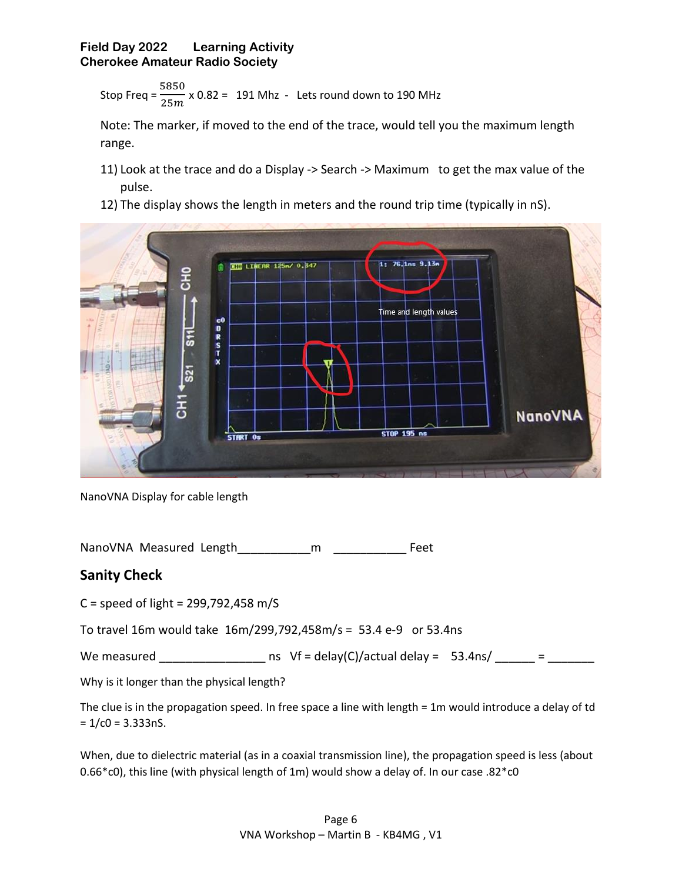Stop Freq = $\frac{5850}{25m}$ x 0.82 = 191 Mhz - Lets round down to 190 MHz

Note: The marker, if moved to the end of the trace, would tell you the maximum length range.

11) Look at the trace and do a Display -> Search -> Maximum to get the max value of the pulse.
12) The display shows the length in meters and the round trip time (typically in nS).

NanoVNA Display for cable length

NanoVNA Measured Length__________m __________ Feet

## Sanity Check

C = speed of light = 299,792,458 m/S

To travel 16m would take 16m/299,792,458m/s = 53.4 e-9 or 53.4ns

We measured _______________ ns Vf = delay(C)/actual delay = 53.4ns/ ______ = _______

Why is it longer than the physical length?

The clue is in the propagation speed. In free space a line with length = 1m would introduce a delay of td = 1/c0 = 3.333nS.

When, due to dielectric material (as in a coaxial transmission line), the propagation speed is less (about 0.66*c0), this line (with physical length of 1m) would show a delay of. In our case .82*c0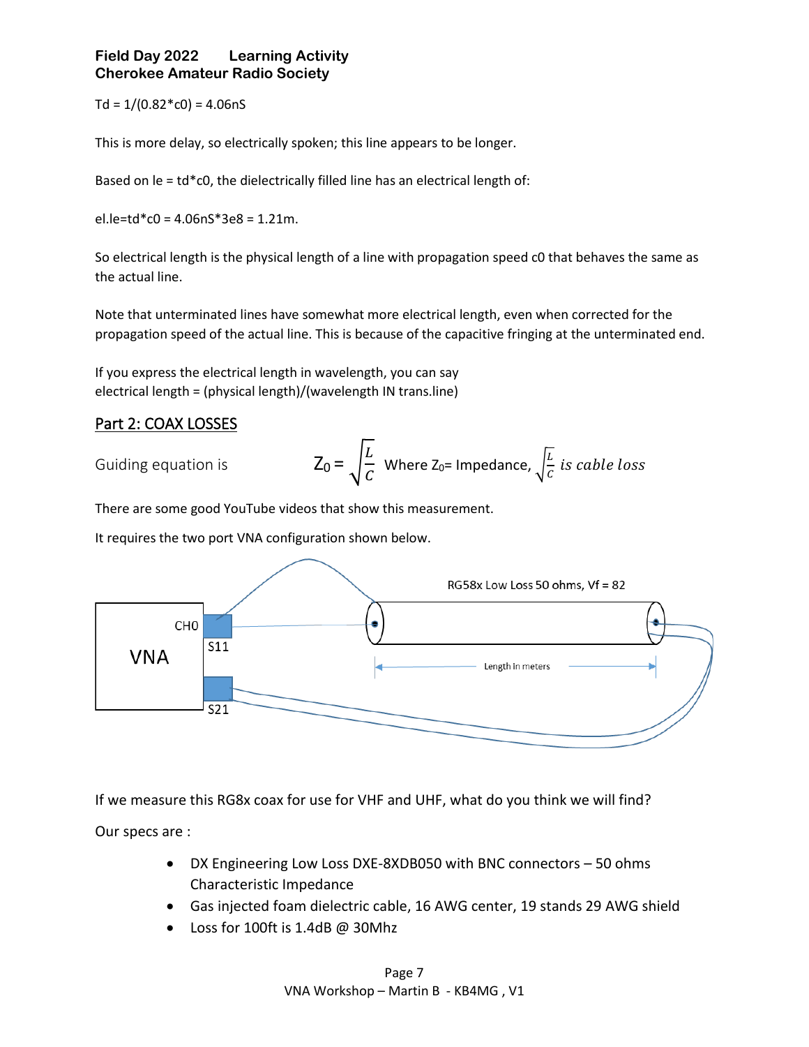Td = 1/(0.82*c0) = 4.06nS

This is more delay, so electrically spoken; this line appears to be longer.

Based on le = td*c0, the dielectrically filled line has an electrical length of:

el.le=td*c0 = 4.06nS*3e8 = 1.21m.

So electrical length is the physical length of a line with propagation speed c0 that behaves the same as the actual line.

Note that unterminated lines have somewhat more electrical length, even when corrected for the propagation speed of the actual line. This is because of the capacitive fringing at the unterminated end.

If you express the electrical length in wavelength, you can say
electrical length = (physical length)/(wavelength IN trans.line)

## Part 2: COAX LOSSES

Guiding equation is $Z_0 = \sqrt{\frac{L}{C}}$ Where $Z_0$= Impedance, $\sqrt{\frac{L}{C}}$ *is cable loss*

There are some good YouTube videos that show this measurement.

It requires the two port VNA configuration shown below.

VNA — CH0 — S11 — S21 — RG58x Low Loss 50 ohms, Vf = 82 — Length in meters

If we measure this RG8x coax for use for VHF and UHF, what do you think we will find?

Our specs are :

- DX Engineering Low Loss DXE-8XDB050 with BNC connectors – 50 ohms Characteristic Impedance
- Gas injected foam dielectric cable, 16 AWG center, 19 stands 29 AWG shield
- Loss for 100ft is 1.4dB @ 30Mhz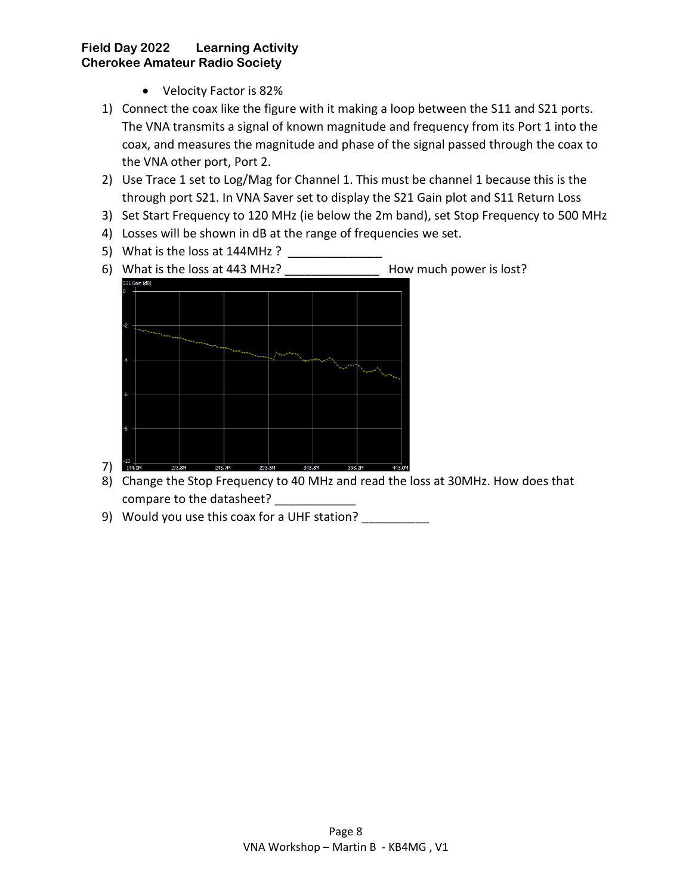- Velocity Factor is 82%

1) Connect the coax like the figure with it making a loop between the S11 and S21 ports. The VNA transmits a signal of known magnitude and frequency from its Port 1 into the coax, and measures the magnitude and phase of the signal passed through the coax to the VNA other port, Port 2.
2) Use Trace 1 set to Log/Mag for Channel 1. This must be channel 1 because this is the through port S21. In VNA Saver set to display the S21 Gain plot and S11 Return Loss
3) Set Start Frequency to 120 MHz (ie below the 2m band), set Stop Frequency to 500 MHz
4) Losses will be shown in dB at the range of frequencies we set.
5) What is the loss at 144MHz ? ______________
6) What is the loss at 443 MHz? ______________ How much power is lost?
7) 
8) Change the Stop Frequency to 40 MHz and read the loss at 30MHz. How does that compare to the datasheet? ____________
9) Would you use this coax for a UHF station? __________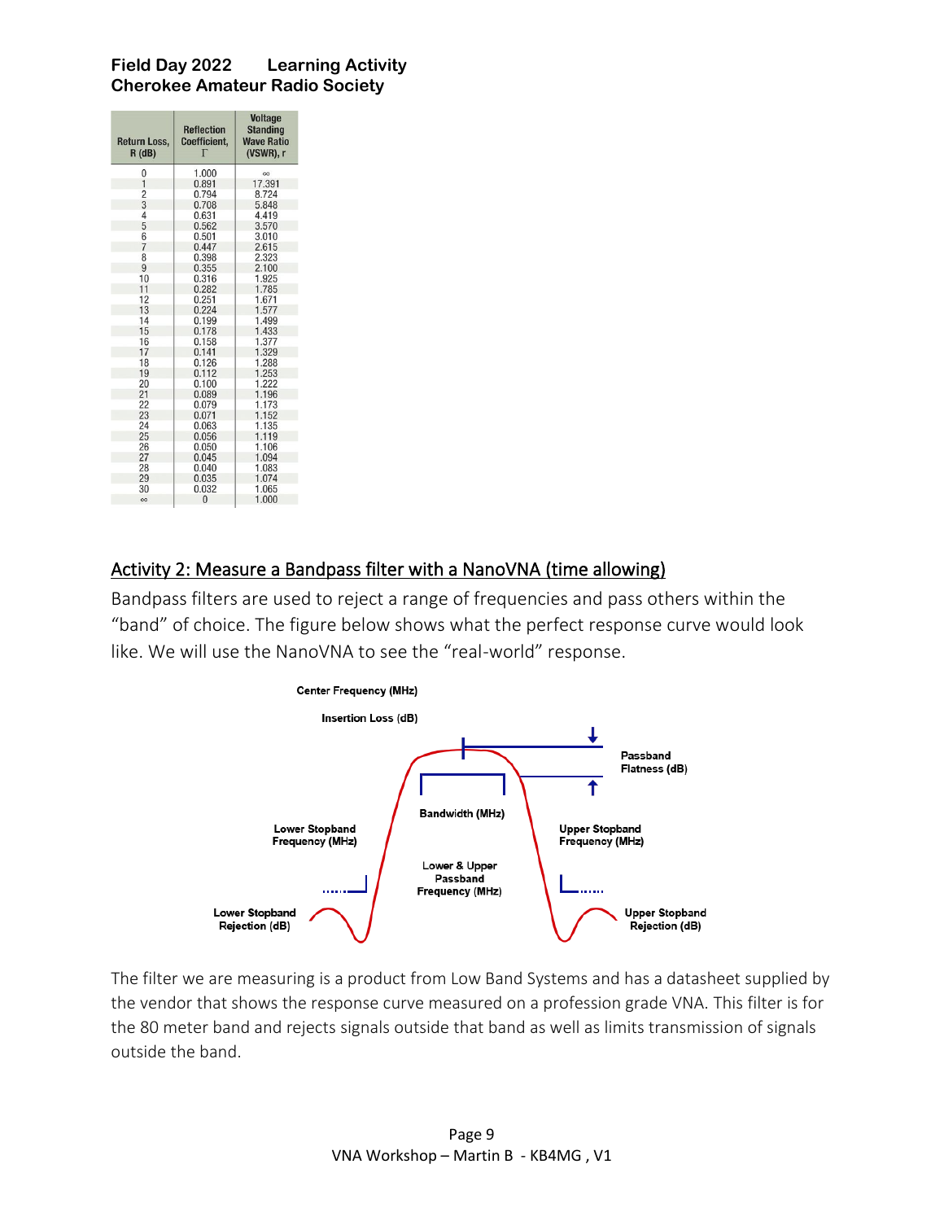| Return Loss, R (dB) | Reflection Coefficient, Γ | Voltage Standing Wave Ratio (VSWR), r |
|---|---|---|
| 0 | 1.000 | ∞ |
| 1 | 0.891 | 17.391 |
| 2 | 0.794 | 8.724 |
| 3 | 0.708 | 5.848 |
| 4 | 0.631 | 4.419 |
| 5 | 0.562 | 3.570 |
| 6 | 0.501 | 3.010 |
| 7 | 0.447 | 2.615 |
| 8 | 0.398 | 2.323 |
| 9 | 0.355 | 2.100 |
| 10 | 0.316 | 1.925 |
| 11 | 0.282 | 1.785 |
| 12 | 0.251 | 1.671 |
| 13 | 0.224 | 1.577 |
| 14 | 0.199 | 1.499 |
| 15 | 0.178 | 1.433 |
| 16 | 0.158 | 1.377 |
| 17 | 0.141 | 1.329 |
| 18 | 0.126 | 1.288 |
| 19 | 0.112 | 1.253 |
| 20 | 0.100 | 1.222 |
| 21 | 0.089 | 1.196 |
| 22 | 0.079 | 1.173 |
| 23 | 0.071 | 1.152 |
| 24 | 0.063 | 1.135 |
| 25 | 0.056 | 1.119 |
| 26 | 0.050 | 1.106 |
| 27 | 0.045 | 1.094 |
| 28 | 0.040 | 1.083 |
| 29 | 0.035 | 1.074 |
| 30 | 0.032 | 1.065 |
| ∞ | 0 | 1.000 |

## Activity 2: Measure a Bandpass filter with a NanoVNA (time allowing)

Bandpass filters are used to reject a range of frequencies and pass others within the "band" of choice. The figure below shows what the perfect response curve would look like. We will use the NanoVNA to see the "real-world" response.

Center Frequency (MHz)

Insertion Loss (dB)

Passband Flatness (dB)

Bandwidth (MHz)

Lower Stopband Frequency (MHz)

Upper Stopband Frequency (MHz)

Lower & Upper Passband Frequency (MHz)

Lower Stopband Rejection (dB)

Upper Stopband Rejection (dB)

The filter we are measuring is a product from Low Band Systems and has a datasheet supplied by the vendor that shows the response curve measured on a profession grade VNA. This filter is for the 80 meter band and rejects signals outside that band as well as limits transmission of signals outside the band.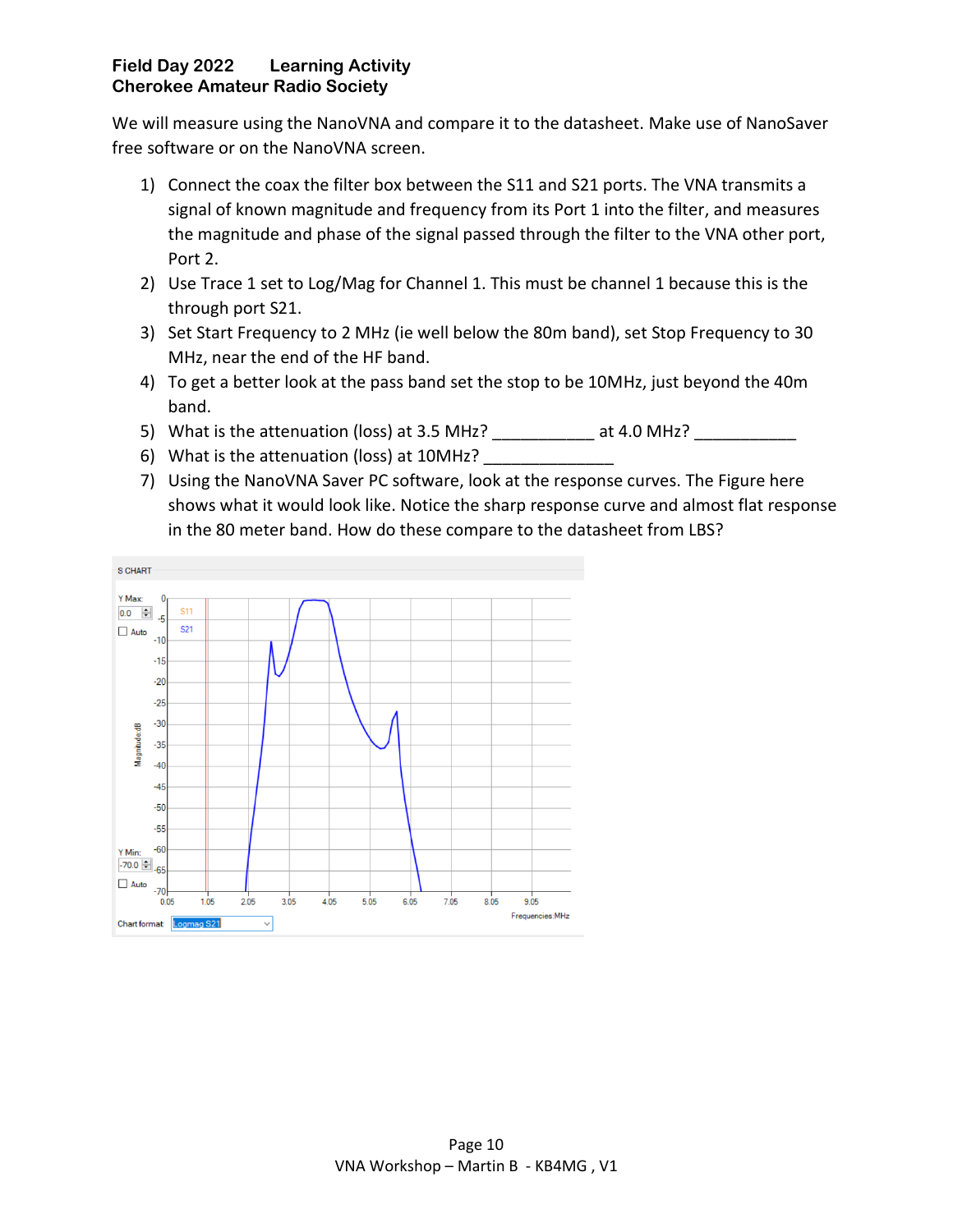**Field Day 2022 Learning Activity**
**Cherokee Amateur Radio Society**

We will measure using the NanoVNA and compare it to the datasheet. Make use of NanoSaver free software or on the NanoVNA screen.

1) Connect the coax the filter box between the S11 and S21 ports. The VNA transmits a signal of known magnitude and frequency from its Port 1 into the filter, and measures the magnitude and phase of the signal passed through the filter to the VNA other port, Port 2.
2) Use Trace 1 set to Log/Mag for Channel 1. This must be channel 1 because this is the through port S21.
3) Set Start Frequency to 2 MHz (ie well below the 80m band), set Stop Frequency to 30 MHz, near the end of the HF band.
4) To get a better look at the pass band set the stop to be 10MHz, just beyond the 40m band.
5) What is the attenuation (loss) at 3.5 MHz? ___________ at 4.0 MHz? ___________
6) What is the attenuation (loss) at 10MHz? ______________
7) Using the NanoVNA Saver PC software, look at the response curves. The Figure here shows what it would look like. Notice the sharp response curve and almost flat response in the 80 meter band. How do these compare to the datasheet from LBS?

S CHART

Y Max: 0.0

Auto

S11

S21

0
-5
-10
-15
-20
-25
-30
-35
-40
-45
-50
-55
-60
-65
-70

Magnitude dB

Y Min: -70.0

Auto

0.05 1.05 2.05 3.05 4.05 5.05 6.05 7.05 8.05 9.05

Frequencies MHz

Chart format Logmag S21